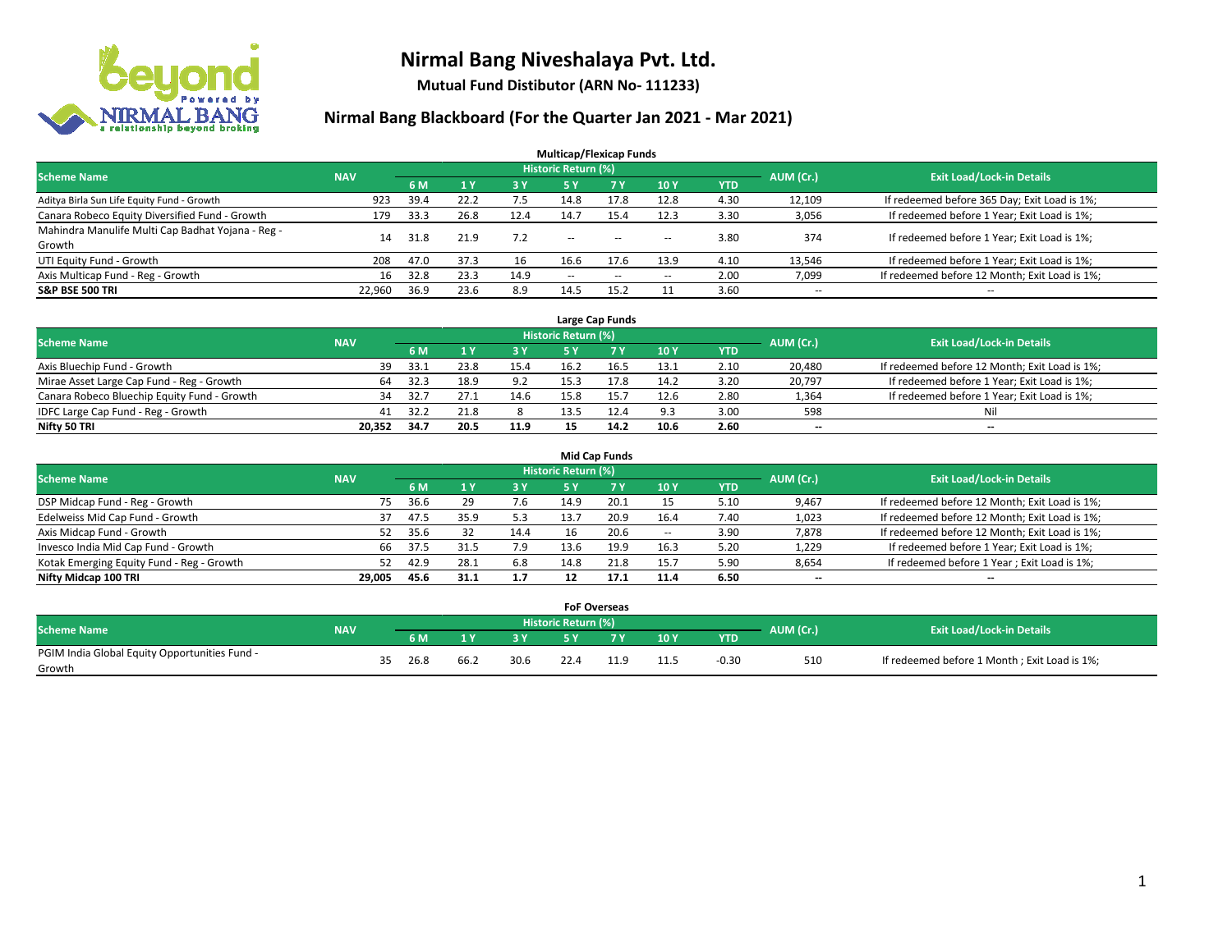# Nirmal Bang Niveshalaya Pvt. Ltd.

**Mutual Fund Distibutor (ARN No- 111233)**

## Nirmal Bang Blackboard (For the Quarter Jan 2021 - Mar 2021)

### Multicap/Flexicap Funds

| Scheme Name | NAV | Historic Return (%) | | | | | | | AUM (Cr.) | Exit Load/Lock-in Details |
|---|---|---|---|---|---|---|---|---|---|---|
| | | 6 M | 1 Y | 3 Y | 5 Y | 7 Y | 10 Y | YTD | | |
| Aditya Birla Sun Life Equity Fund - Growth | 923 | 39.4 | 22.2 | 7.5 | 14.8 | 17.8 | 12.8 | 4.30 | 12,109 | If redeemed before 365 Day; Exit Load is 1%; |
| Canara Robeco Equity Diversified Fund - Growth | 179 | 33.3 | 26.8 | 12.4 | 14.7 | 15.4 | 12.3 | 3.30 | 3,056 | If redeemed before 1 Year; Exit Load is 1%; |
| Mahindra Manulife Multi Cap Badhat Yojana - Reg - Growth | 14 | 31.8 | 21.9 | 7.2 | -- | -- | -- | 3.80 | 374 | If redeemed before 1 Year; Exit Load is 1%; |
| UTI Equity Fund - Growth | 208 | 47.0 | 37.3 | 16 | 16.6 | 17.6 | 13.9 | 4.10 | 13,546 | If redeemed before 1 Year; Exit Load is 1%; |
| Axis Multicap Fund - Reg - Growth | 16 | 32.8 | 23.3 | 14.9 | -- | -- | -- | 2.00 | 7,099 | If redeemed before 12 Month; Exit Load is 1%; |
| **S&P BSE 500 TRI** | **22,960** | **36.9** | **23.6** | **8.9** | **14.5** | **15.2** | **11** | **3.60** | -- | -- |

### Large Cap Funds

| Scheme Name | NAV | Historic Return (%) | | | | | | | AUM (Cr.) | Exit Load/Lock-in Details |
|---|---|---|---|---|---|---|---|---|---|---|
| | | 6 M | 1 Y | 3 Y | 5 Y | 7 Y | 10 Y | YTD | | |
| Axis Bluechip Fund - Growth | 39 | 33.1 | 23.8 | 15.4 | 16.2 | 16.5 | 13.1 | 2.10 | 20,480 | If redeemed before 12 Month; Exit Load is 1%; |
| Mirae Asset Large Cap Fund - Reg - Growth | 64 | 32.3 | 18.9 | 9.2 | 15.3 | 17.8 | 14.2 | 3.20 | 20,797 | If redeemed before 1 Year; Exit Load is 1%; |
| Canara Robeco Bluechip Equity Fund - Growth | 34 | 32.7 | 27.1 | 14.6 | 15.8 | 15.7 | 12.6 | 2.80 | 1,364 | If redeemed before 1 Year; Exit Load is 1%; |
| IDFC Large Cap Fund - Reg - Growth | 41 | 32.2 | 21.8 | 8 | 13.5 | 12.4 | 9.3 | 3.00 | 598 | Nil |
| **Nifty 50 TRI** | **20,352** | **34.7** | **20.5** | **11.9** | **15** | **14.2** | **10.6** | **2.60** | **--** | **--** |

### Mid Cap Funds

| Scheme Name | NAV | Historic Return (%) | | | | | | | AUM (Cr.) | Exit Load/Lock-in Details |
|---|---|---|---|---|---|---|---|---|---|---|
| | | 6 M | 1 Y | 3 Y | 5 Y | 7 Y | 10 Y | YTD | | |
| DSP Midcap Fund - Reg - Growth | 75 | 36.6 | 29 | 7.6 | 14.9 | 20.1 | 15 | 5.10 | 9,467 | If redeemed before 12 Month; Exit Load is 1%; |
| Edelweiss Mid Cap Fund - Growth | 37 | 47.5 | 35.9 | 5.3 | 13.7 | 20.9 | 16.4 | 7.40 | 1,023 | If redeemed before 12 Month; Exit Load is 1%; |
| Axis Midcap Fund - Growth | 52 | 35.6 | 32 | 14.4 | 16 | 20.6 | -- | 3.90 | 7,878 | If redeemed before 12 Month; Exit Load is 1%; |
| Invesco India Mid Cap Fund - Growth | 66 | 37.5 | 31.5 | 7.9 | 13.6 | 19.9 | 16.3 | 5.20 | 1,229 | If redeemed before 1 Year; Exit Load is 1%; |
| Kotak Emerging Equity Fund - Reg - Growth | 52 | 42.9 | 28.1 | 6.8 | 14.8 | 21.8 | 15.7 | 5.90 | 8,654 | If redeemed before 1 Year ; Exit Load is 1%; |
| **Nifty Midcap 100 TRI** | **29,005** | **45.6** | **31.1** | **1.7** | **12** | **17.1** | **11.4** | **6.50** | **--** | **--** |

### FoF Overseas

| Scheme Name | NAV | Historic Return (%) | | | | | | | AUM (Cr.) | Exit Load/Lock-in Details |
|---|---|---|---|---|---|---|---|---|---|---|
| | | 6 M | 1 Y | 3 Y | 5 Y | 7 Y | 10 Y | YTD | | |
| PGIM India Global Equity Opportunities Fund - Growth | 35 | 26.8 | 66.2 | 30.6 | 22.4 | 11.9 | 11.5 | -0.30 | 510 | If redeemed before 1 Month ; Exit Load is 1%; |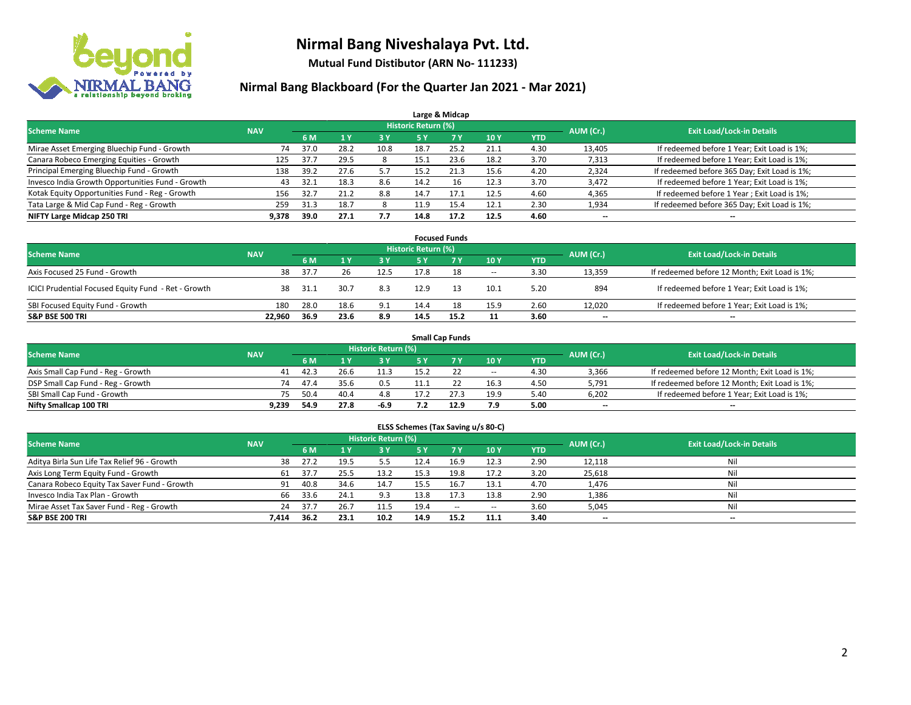# Nirmal Bang Niveshalaya Pvt. Ltd.

**Mutual Fund Distibutor (ARN No- 111233)**

## Nirmal Bang Blackboard (For the Quarter Jan 2021 - Mar 2021)

### Large & Midcap

| Scheme Name | NAV | Historic Return (%) | | | | | | | AUM (Cr.) | Exit Load/Lock-in Details |
|---|---|---|---|---|---|---|---|---|---|---|
| | | 6 M | 1 Y | 3 Y | 5 Y | 7 Y | 10 Y | YTD | | |
| Mirae Asset Emerging Bluechip Fund - Growth | 74 | 37.0 | 28.2 | 10.8 | 18.7 | 25.2 | 21.1 | 4.30 | 13,405 | If redeemed before 1 Year; Exit Load is 1%; |
| Canara Robeco Emerging Equities - Growth | 125 | 37.7 | 29.5 | 8 | 15.1 | 23.6 | 18.2 | 3.70 | 7,313 | If redeemed before 1 Year; Exit Load is 1%; |
| Principal Emerging Bluechip Fund - Growth | 138 | 39.2 | 27.6 | 5.7 | 15.2 | 21.3 | 15.6 | 4.20 | 2,324 | If redeemed before 365 Day; Exit Load is 1%; |
| Invesco India Growth Opportunities Fund - Growth | 43 | 32.1 | 18.3 | 8.6 | 14.2 | 16 | 12.3 | 3.70 | 3,472 | If redeemed before 1 Year; Exit Load is 1%; |
| Kotak Equity Opportunities Fund - Reg - Growth | 156 | 32.7 | 21.2 | 8.8 | 14.7 | 17.1 | 12.5 | 4.60 | 4,365 | If redeemed before 1 Year ; Exit Load is 1%; |
| Tata Large & Mid Cap Fund - Reg - Growth | 259 | 31.3 | 18.7 | 8 | 11.9 | 15.4 | 12.1 | 2.30 | 1,934 | If redeemed before 365 Day; Exit Load is 1%; |
| **NIFTY Large Midcap 250 TRI** | **9,378** | **39.0** | **27.1** | **7.7** | **14.8** | **17.2** | **12.5** | **4.60** | **--** | **--** |

### Focused Funds

| Scheme Name | NAV | Historic Return (%) | | | | | | | AUM (Cr.) | Exit Load/Lock-in Details |
|---|---|---|---|---|---|---|---|---|---|---|
| | | 6 M | 1 Y | 3 Y | 5 Y | 7 Y | 10 Y | YTD | | |
| Axis Focused 25 Fund - Growth | 38 | 37.7 | 26 | 12.5 | 17.8 | 18 | -- | 3.30 | 13,359 | If redeemed before 12 Month; Exit Load is 1%; |
| ICICI Prudential Focused Equity Fund - Ret - Growth | 38 | 31.1 | 30.7 | 8.3 | 12.9 | 13 | 10.1 | 5.20 | 894 | If redeemed before 1 Year; Exit Load is 1%; |
| SBI Focused Equity Fund - Growth | 180 | 28.0 | 18.6 | 9.1 | 14.4 | 18 | 15.9 | 2.60 | 12,020 | If redeemed before 1 Year; Exit Load is 1%; |
| **S&P BSE 500 TRI** | **22,960** | **36.9** | **23.6** | **8.9** | **14.5** | **15.2** | **11** | **3.60** | **--** | **--** |

### Small Cap Funds

| Scheme Name | NAV | Historic Return (%) | | | | | | | AUM (Cr.) | Exit Load/Lock-in Details |
|---|---|---|---|---|---|---|---|---|---|---|
| | | 6 M | 1 Y | 3 Y | 5 Y | 7 Y | 10 Y | YTD | | |
| Axis Small Cap Fund - Reg - Growth | 41 | 42.3 | 26.6 | 11.3 | 15.2 | 22 | -- | 4.30 | 3,366 | If redeemed before 12 Month; Exit Load is 1%; |
| DSP Small Cap Fund - Reg - Growth | 74 | 47.4 | 35.6 | 0.5 | 11.1 | 22 | 16.3 | 4.50 | 5,791 | If redeemed before 12 Month; Exit Load is 1%; |
| SBI Small Cap Fund - Growth | 75 | 50.4 | 40.4 | 4.8 | 17.2 | 27.3 | 19.9 | 5.40 | 6,202 | If redeemed before 1 Year; Exit Load is 1%; |
| **Nifty Smallcap 100 TRI** | **9,239** | **54.9** | **27.8** | **-6.9** | **7.2** | **12.9** | **7.9** | **5.00** | **--** | **--** |

### ELSS Schemes (Tax Saving u/s 80-C)

| Scheme Name | NAV | Historic Return (%) | | | | | | | AUM (Cr.) | Exit Load/Lock-in Details |
|---|---|---|---|---|---|---|---|---|---|---|
| | | 6 M | 1 Y | 3 Y | 5 Y | 7 Y | 10 Y | YTD | | |
| Aditya Birla Sun Life Tax Relief 96 - Growth | 38 | 27.2 | 19.5 | 5.5 | 12.4 | 16.9 | 12.3 | 2.90 | 12,118 | Nil |
| Axis Long Term Equity Fund - Growth | 61 | 37.7 | 25.5 | 13.2 | 15.3 | 19.8 | 17.2 | 3.20 | 25,618 | Nil |
| Canara Robeco Equity Tax Saver Fund - Growth | 91 | 40.8 | 34.6 | 14.7 | 15.5 | 16.7 | 13.1 | 4.70 | 1,476 | Nil |
| Invesco India Tax Plan - Growth | 66 | 33.6 | 24.1 | 9.3 | 13.8 | 17.3 | 13.8 | 2.90 | 1,386 | Nil |
| Mirae Asset Tax Saver Fund - Reg - Growth | 24 | 37.7 | 26.7 | 11.5 | 19.4 | -- | -- | 3.60 | 5,045 | Nil |
| **S&P BSE 200 TRI** | **7,414** | **36.2** | **23.1** | **10.2** | **14.9** | **15.2** | **11.1** | **3.40** | **--** | **--** |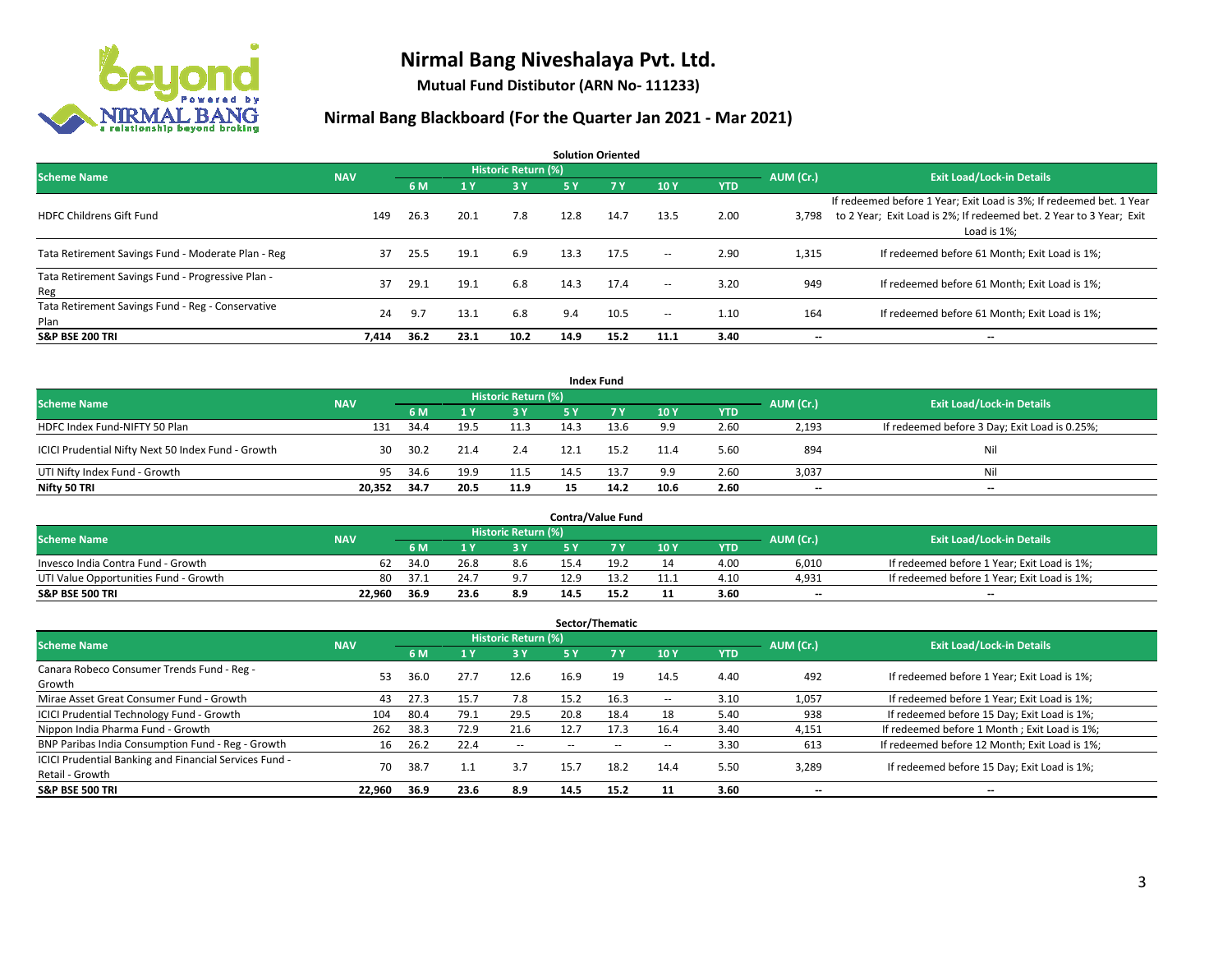# Nirmal Bang Niveshalaya Pvt. Ltd.

**Mutual Fund Distibutor (ARN No- 111233)**

## Nirmal Bang Blackboard (For the Quarter Jan 2021 - Mar 2021)

### Solution Oriented

| Scheme Name | NAV | Historic Return (%) | | | | | | | AUM (Cr.) | Exit Load/Lock-in Details |
|---|---|---|---|---|---|---|---|---|---|---|
| | | 6 M | 1 Y | 3 Y | 5 Y | 7 Y | 10 Y | YTD | | |
| HDFC Childrens Gift Fund | 149 | 26.3 | 20.1 | 7.8 | 12.8 | 14.7 | 13.5 | 2.00 | 3,798 | If redeemed before 1 Year; Exit Load is 3%; If redeemed bet. 1 Year to 2 Year; Exit Load is 2%; If redeemed bet. 2 Year to 3 Year; Exit Load is 1%; |
| Tata Retirement Savings Fund - Moderate Plan - Reg | 37 | 25.5 | 19.1 | 6.9 | 13.3 | 17.5 | -- | 2.90 | 1,315 | If redeemed before 61 Month; Exit Load is 1%; |
| Tata Retirement Savings Fund - Progressive Plan - Reg | 37 | 29.1 | 19.1 | 6.8 | 14.3 | 17.4 | -- | 3.20 | 949 | If redeemed before 61 Month; Exit Load is 1%; |
| Tata Retirement Savings Fund - Reg - Conservative Plan | 24 | 9.7 | 13.1 | 6.8 | 9.4 | 10.5 | -- | 1.10 | 164 | If redeemed before 61 Month; Exit Load is 1%; |
| **S&P BSE 200 TRI** | **7,414** | **36.2** | **23.1** | **10.2** | **14.9** | **15.2** | **11.1** | **3.40** | **--** | **--** |

### Index Fund

| Scheme Name | NAV | Historic Return (%) | | | | | | | AUM (Cr.) | Exit Load/Lock-in Details |
|---|---|---|---|---|---|---|---|---|---|---|
| | | 6 M | 1 Y | 3 Y | 5 Y | 7 Y | 10 Y | YTD | | |
| HDFC Index Fund-NIFTY 50 Plan | 131 | 34.4 | 19.5 | 11.3 | 14.3 | 13.6 | 9.9 | 2.60 | 2,193 | If redeemed before 3 Day; Exit Load is 0.25%; |
| ICICI Prudential Nifty Next 50 Index Fund - Growth | 30 | 30.2 | 21.4 | 2.4 | 12.1 | 15.2 | 11.4 | 5.60 | 894 | Nil |
| UTI Nifty Index Fund - Growth | 95 | 34.6 | 19.9 | 11.5 | 14.5 | 13.7 | 9.9 | 2.60 | 3,037 | Nil |
| **Nifty 50 TRI** | **20,352** | **34.7** | **20.5** | **11.9** | **15** | **14.2** | **10.6** | **2.60** | **--** | **--** |

### Contra/Value Fund

| Scheme Name | NAV | Historic Return (%) | | | | | | | AUM (Cr.) | Exit Load/Lock-in Details |
|---|---|---|---|---|---|---|---|---|---|---|
| | | 6 M | 1 Y | 3 Y | 5 Y | 7 Y | 10 Y | YTD | | |
| Invesco India Contra Fund - Growth | 62 | 34.0 | 26.8 | 8.6 | 15.4 | 19.2 | 14 | 4.00 | 6,010 | If redeemed before 1 Year; Exit Load is 1%; |
| UTI Value Opportunities Fund - Growth | 80 | 37.1 | 24.7 | 9.7 | 12.9 | 13.2 | 11.1 | 4.10 | 4,931 | If redeemed before 1 Year; Exit Load is 1%; |
| **S&P BSE 500 TRI** | **22,960** | **36.9** | **23.6** | **8.9** | **14.5** | **15.2** | **11** | **3.60** | **--** | **--** |

### Sector/Thematic

| Scheme Name | NAV | Historic Return (%) | | | | | | | AUM (Cr.) | Exit Load/Lock-in Details |
|---|---|---|---|---|---|---|---|---|---|---|
| | | 6 M | 1 Y | 3 Y | 5 Y | 7 Y | 10 Y | YTD | | |
| Canara Robeco Consumer Trends Fund - Reg - Growth | 53 | 36.0 | 27.7 | 12.6 | 16.9 | 19 | 14.5 | 4.40 | 492 | If redeemed before 1 Year; Exit Load is 1%; |
| Mirae Asset Great Consumer Fund - Growth | 43 | 27.3 | 15.7 | 7.8 | 15.2 | 16.3 | -- | 3.10 | 1,057 | If redeemed before 1 Year; Exit Load is 1%; |
| ICICI Prudential Technology Fund - Growth | 104 | 80.4 | 79.1 | 29.5 | 20.8 | 18.4 | 18 | 5.40 | 938 | If redeemed before 15 Day; Exit Load is 1%; |
| Nippon India Pharma Fund - Growth | 262 | 38.3 | 72.9 | 21.6 | 12.7 | 17.3 | 16.4 | 3.40 | 4,151 | If redeemed before 1 Month ; Exit Load is 1%; |
| BNP Paribas India Consumption Fund - Reg - Growth | 16 | 26.2 | 22.4 | -- | -- | -- | -- | 3.30 | 613 | If redeemed before 12 Month; Exit Load is 1%; |
| ICICI Prudential Banking and Financial Services Fund - Retail - Growth | 70 | 38.7 | 1.1 | 3.7 | 15.7 | 18.2 | 14.4 | 5.50 | 3,289 | If redeemed before 15 Day; Exit Load is 1%; |
| **S&P BSE 500 TRI** | **22,960** | **36.9** | **23.6** | **8.9** | **14.5** | **15.2** | **11** | **3.60** | **--** | **--** |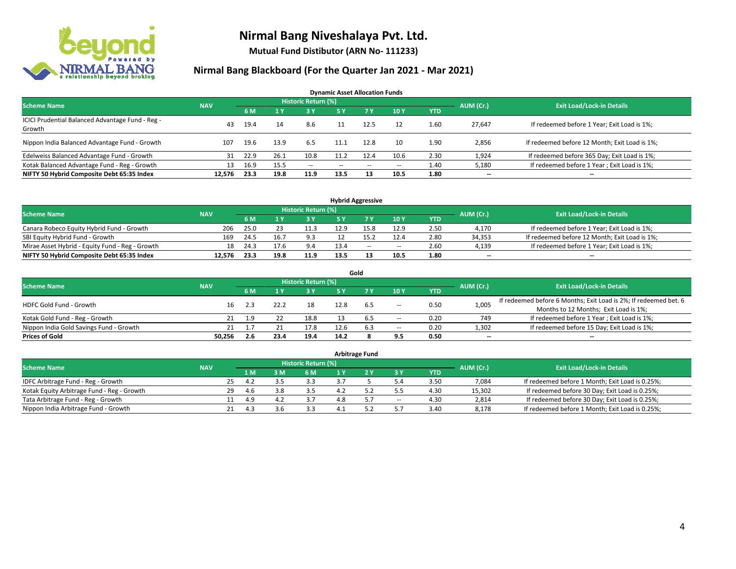# Nirmal Bang Niveshalaya Pvt. Ltd.

**Mutual Fund Distibutor (ARN No- 111233)**

## Nirmal Bang Blackboard (For the Quarter Jan 2021 - Mar 2021)

### Dynamic Asset Allocation Funds

| Scheme Name | NAV | Historic Return (%) | | | | | | | AUM (Cr.) | Exit Load/Lock-in Details |
|---|---|---|---|---|---|---|---|---|---|---|
| | | 6 M | 1 Y | 3 Y | 5 Y | 7 Y | 10 Y | YTD | | |
| ICICI Prudential Balanced Advantage Fund - Reg - Growth | 43 | 19.4 | 14 | 8.6 | 11 | 12.5 | 12 | 1.60 | 27,647 | If redeemed before 1 Year; Exit Load is 1%; |
| Nippon India Balanced Advantage Fund - Growth | 107 | 19.6 | 13.9 | 6.5 | 11.1 | 12.8 | 10 | 1.90 | 2,856 | If redeemed before 12 Month; Exit Load is 1%; |
| Edelweiss Balanced Advantage Fund - Growth | 31 | 22.9 | 26.1 | 10.8 | 11.2 | 12.4 | 10.6 | 2.30 | 1,924 | If redeemed before 365 Day; Exit Load is 1%; |
| Kotak Balanced Advantage Fund - Reg - Growth | 13 | 16.9 | 15.5 | -- | -- | -- | -- | 1.40 | 5,180 | If redeemed before 1 Year ; Exit Load is 1%; |
| **NIFTY 50 Hybrid Composite Debt 65:35 Index** | **12,576** | **23.3** | **19.8** | **11.9** | **13.5** | **13** | **10.5** | **1.80** | **--** | **--** |

### Hybrid Aggressive

| Scheme Name | NAV | Historic Return (%) | | | | | | | AUM (Cr.) | Exit Load/Lock-in Details |
|---|---|---|---|---|---|---|---|---|---|---|
| | | 6 M | 1 Y | 3 Y | 5 Y | 7 Y | 10 Y | YTD | | |
| Canara Robeco Equity Hybrid Fund - Growth | 206 | 25.0 | 23 | 11.3 | 12.9 | 15.8 | 12.9 | 2.50 | 4,170 | If redeemed before 1 Year; Exit Load is 1%; |
| SBI Equity Hybrid Fund - Growth | 169 | 24.5 | 16.7 | 9.3 | 12 | 15.2 | 12.4 | 2.80 | 34,353 | If redeemed before 12 Month; Exit Load is 1%; |
| Mirae Asset Hybrid - Equity Fund - Reg - Growth | 18 | 24.3 | 17.6 | 9.4 | 13.4 | -- | -- | 2.60 | 4,139 | If redeemed before 1 Year; Exit Load is 1%; |
| **NIFTY 50 Hybrid Composite Debt 65:35 Index** | **12,576** | **23.3** | **19.8** | **11.9** | **13.5** | **13** | **10.5** | **1.80** | **--** | **--** |

### Gold

| Scheme Name | NAV | Historic Return (%) | | | | | | | AUM (Cr.) | Exit Load/Lock-in Details |
|---|---|---|---|---|---|---|---|---|---|---|
| | | 6 M | 1 Y | 3 Y | 5 Y | 7 Y | 10 Y | YTD | | |
| HDFC Gold Fund - Growth | 16 | 2.3 | 22.2 | 18 | 12.8 | 6.5 | -- | 0.50 | 1,005 | If redeemed before 6 Months; Exit Load is 2%; If redeemed bet. 6 Months to 12 Months; Exit Load is 1%; |
| Kotak Gold Fund - Reg - Growth | 21 | 1.9 | 22 | 18.8 | 13 | 6.5 | -- | 0.20 | 749 | If redeemed before 1 Year ; Exit Load is 1%; |
| Nippon India Gold Savings Fund - Growth | 21 | 1.7 | 21 | 17.8 | 12.6 | 6.3 | -- | 0.20 | 1,302 | If redeemed before 15 Day; Exit Load is 1%; |
| **Prices of Gold** | **50,256** | **2.6** | **23.4** | **19.4** | **14.2** | **8** | **9.5** | **0.50** | **--** | **--** |

### Arbitrage Fund

| Scheme Name | NAV | Historic Return (%) | | | | | | | AUM (Cr.) | Exit Load/Lock-in Details |
|---|---|---|---|---|---|---|---|---|---|---|
| | | 1 M | 3 M | 6 M | 1 Y | 2 Y | 3 Y | YTD | | |
| IDFC Arbitrage Fund - Reg - Growth | 25 | 4.2 | 3.5 | 3.3 | 3.7 | 5 | 5.4 | 3.50 | 7,084 | If redeemed before 1 Month; Exit Load is 0.25%; |
| Kotak Equity Arbitrage Fund - Reg - Growth | 29 | 4.6 | 3.8 | 3.5 | 4.2 | 5.2 | 5.5 | 4.30 | 15,302 | If redeemed before 30 Day; Exit Load is 0.25%; |
| Tata Arbitrage Fund - Reg - Growth | 11 | 4.9 | 4.2 | 3.7 | 4.8 | 5.7 | -- | 4.30 | 2,814 | If redeemed before 30 Day; Exit Load is 0.25%; |
| Nippon India Arbitrage Fund - Growth | 21 | 4.3 | 3.6 | 3.3 | 4.1 | 5.2 | 5.7 | 3.40 | 8,178 | If redeemed before 1 Month; Exit Load is 0.25%; |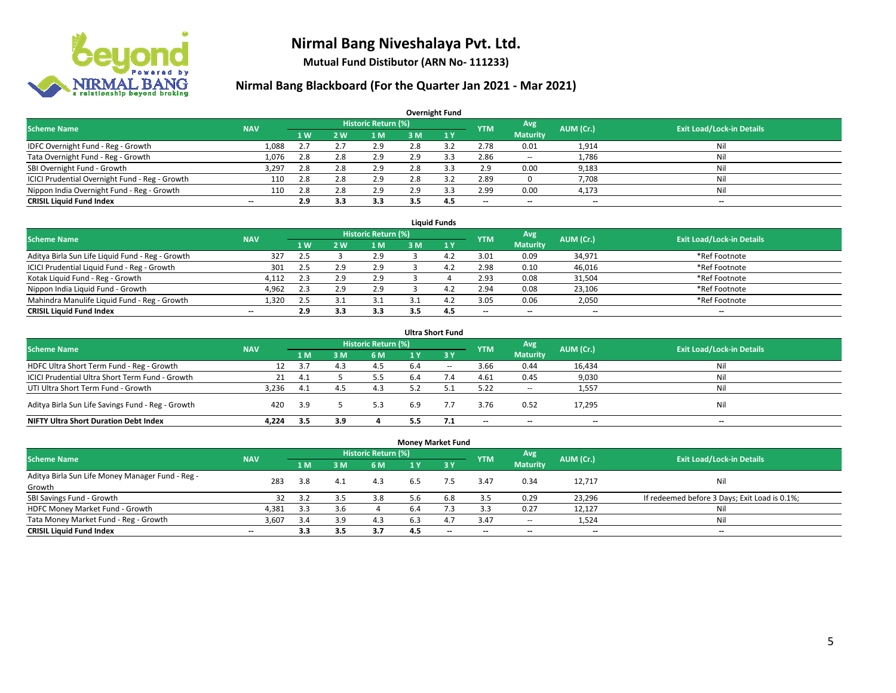# Nirmal Bang Niveshalaya Pvt. Ltd.

**Mutual Fund Distibutor (ARN No- 111233)**

## Nirmal Bang Blackboard (For the Quarter Jan 2021 - Mar 2021)

### Overnight Fund

| Scheme Name | NAV | Historic Return (%) | | | | | YTM | Avg Maturity | AUM (Cr.) | Exit Load/Lock-in Details |
|---|---|---|---|---|---|---|---|---|---|---|
| | | 1 W | 2 W | 1 M | 3 M | 1 Y | | | | |
| IDFC Overnight Fund - Reg - Growth | 1,088 | 2.7 | 2.7 | 2.9 | 2.8 | 3.2 | 2.78 | 0.01 | 1,914 | Nil |
| Tata Overnight Fund - Reg - Growth | 1,076 | 2.8 | 2.8 | 2.9 | 2.9 | 3.3 | 2.86 | -- | 1,786 | Nil |
| SBI Overnight Fund - Growth | 3,297 | 2.8 | 2.8 | 2.9 | 2.8 | 3.3 | 2.9 | 0.00 | 9,183 | Nil |
| ICICI Prudential Overnight Fund - Reg - Growth | 110 | 2.8 | 2.8 | 2.9 | 2.8 | 3.2 | 2.89 | 0 | 7,708 | Nil |
| Nippon India Overnight Fund - Reg - Growth | 110 | 2.8 | 2.8 | 2.9 | 2.9 | 3.3 | 2.99 | 0.00 | 4,173 | Nil |
| **CRISIL Liquid Fund Index** | -- | **2.9** | **3.3** | **3.3** | **3.5** | **4.5** | -- | -- | -- | -- |

### Liquid Funds

| Scheme Name | NAV | Historic Return (%) | | | | | YTM | Avg Maturity | AUM (Cr.) | Exit Load/Lock-in Details |
|---|---|---|---|---|---|---|---|---|---|---|
| | | 1 W | 2 W | 1 M | 3 M | 1 Y | | | | |
| Aditya Birla Sun Life Liquid Fund - Reg - Growth | 327 | 2.5 | 3 | 2.9 | 3 | 4.2 | 3.01 | 0.09 | 34,971 | *Ref Footnote |
| ICICI Prudential Liquid Fund - Reg - Growth | 301 | 2.5 | 2.9 | 2.9 | 3 | 4.2 | 2.98 | 0.10 | 46,016 | *Ref Footnote |
| Kotak Liquid Fund - Reg - Growth | 4,112 | 2.3 | 2.9 | 2.9 | 3 | 4 | 2.93 | 0.08 | 31,504 | *Ref Footnote |
| Nippon India Liquid Fund - Growth | 4,962 | 2.3 | 2.9 | 2.9 | 3 | 4.2 | 2.94 | 0.08 | 23,106 | *Ref Footnote |
| Mahindra Manulife Liquid Fund - Reg - Growth | 1,320 | 2.5 | 3.1 | 3.1 | 3.1 | 4.2 | 3.05 | 0.06 | 2,050 | *Ref Footnote |
| **CRISIL Liquid Fund Index** | -- | **2.9** | **3.3** | **3.3** | **3.5** | **4.5** | -- | -- | -- | -- |

### Ultra Short Fund

| Scheme Name | NAV | Historic Return (%) | | | | | YTM | Avg Maturity | AUM (Cr.) | Exit Load/Lock-in Details |
|---|---|---|---|---|---|---|---|---|---|---|
| | | 1 M | 3 M | 6 M | 1 Y | 3 Y | | | | |
| HDFC Ultra Short Term Fund - Reg - Growth | 12 | 3.7 | 4.3 | 4.5 | 6.4 | -- | 3.66 | 0.44 | 16,434 | Nil |
| ICICI Prudential Ultra Short Term Fund - Growth | 21 | 4.1 | 5 | 5.5 | 6.4 | 7.4 | 4.61 | 0.45 | 9,030 | Nil |
| UTI Ultra Short Term Fund - Growth | 3,236 | 4.1 | 4.5 | 4.3 | 5.2 | 5.1 | 5.22 | -- | 1,557 | Nil |
| Aditya Birla Sun Life Savings Fund - Reg - Growth | 420 | 3.9 | 5 | 5.3 | 6.9 | 7.7 | 3.76 | 0.52 | 17,295 | Nil |
| **NIFTY Ultra Short Duration Debt Index** | **4,224** | **3.5** | **3.9** | **4** | **5.5** | **7.1** | -- | -- | -- | -- |

### Money Market Fund

| Scheme Name | NAV | Historic Return (%) | | | | | YTM | Avg Maturity | AUM (Cr.) | Exit Load/Lock-in Details |
|---|---|---|---|---|---|---|---|---|---|---|
| | | 1 M | 3 M | 6 M | 1 Y | 3 Y | | | | |
| Aditya Birla Sun Life Money Manager Fund - Reg - Growth | 283 | 3.8 | 4.1 | 4.3 | 6.5 | 7.5 | 3.47 | 0.34 | 12,717 | Nil |
| SBI Savings Fund - Growth | 32 | 3.2 | 3.5 | 3.8 | 5.6 | 6.8 | 3.5 | 0.29 | 23,296 | If redeemed before 3 Days; Exit Load is 0.1%; |
| HDFC Money Market Fund - Growth | 4,381 | 3.3 | 3.6 | 4 | 6.4 | 7.3 | 3.3 | 0.27 | 12,127 | Nil |
| Tata Money Market Fund - Reg - Growth | 3,607 | 3.4 | 3.9 | 4.3 | 6.3 | 4.7 | 3.47 | -- | 1,524 | Nil |
| **CRISIL Liquid Fund Index** | -- | **3.3** | **3.5** | **3.7** | **4.5** | -- | -- | -- | -- | -- |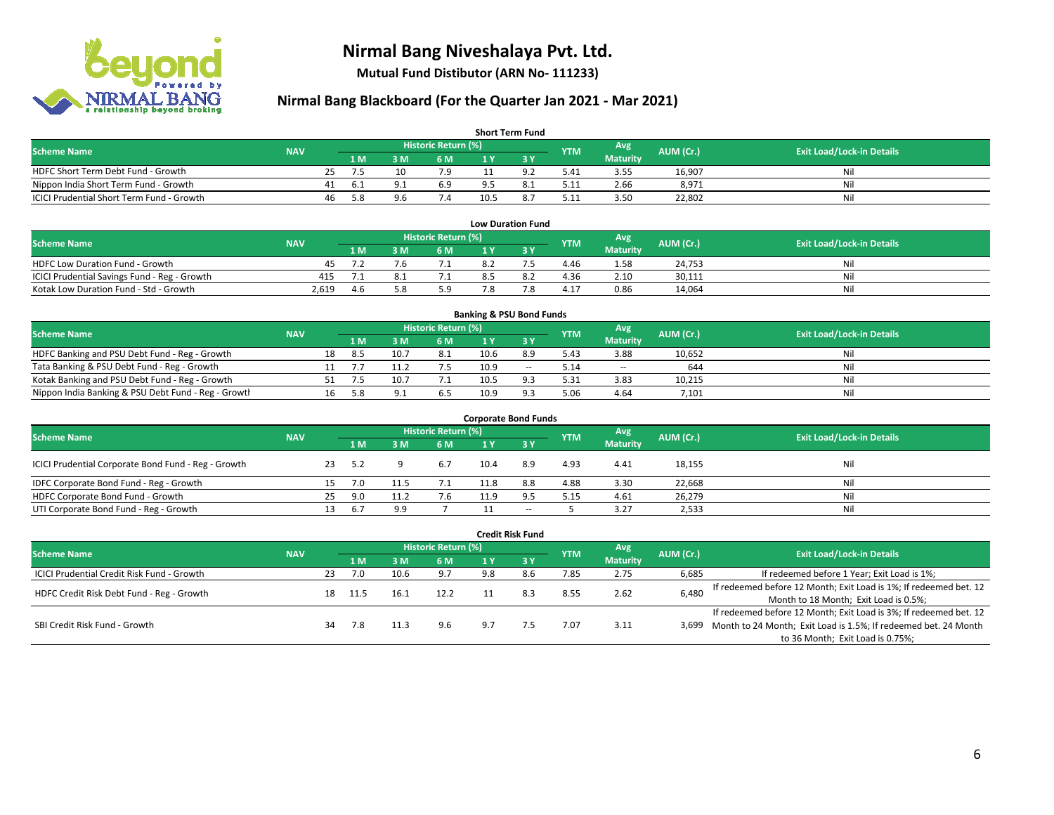# Nirmal Bang Niveshalaya Pvt. Ltd.

**Mutual Fund Distibutor (ARN No- 111233)**

## Nirmal Bang Blackboard (For the Quarter Jan 2021 - Mar 2021)

### Short Term Fund

| Scheme Name | NAV | Historic Return (%) | | | | | YTM | Avg Maturity | AUM (Cr.) | Exit Load/Lock-in Details |
|---|---|---|---|---|---|---|---|---|---|---|
| | | 1 M | 3 M | 6 M | 1 Y | 3 Y | | | | |
| HDFC Short Term Debt Fund - Growth | 25 | 7.5 | 10 | 7.9 | 11 | 9.2 | 5.41 | 3.55 | 16,907 | Nil |
| Nippon India Short Term Fund - Growth | 41 | 6.1 | 9.1 | 6.9 | 9.5 | 8.1 | 5.11 | 2.66 | 8,971 | Nil |
| ICICI Prudential Short Term Fund - Growth | 46 | 5.8 | 9.6 | 7.4 | 10.5 | 8.7 | 5.11 | 3.50 | 22,802 | Nil |

### Low Duration Fund

| Scheme Name | NAV | Historic Return (%) | | | | | YTM | Avg Maturity | AUM (Cr.) | Exit Load/Lock-in Details |
|---|---|---|---|---|---|---|---|---|---|---|
| | | 1 M | 3 M | 6 M | 1 Y | 3 Y | | | | |
| HDFC Low Duration Fund - Growth | 45 | 7.2 | 7.6 | 7.1 | 8.2 | 7.5 | 4.46 | 1.58 | 24,753 | Nil |
| ICICI Prudential Savings Fund - Reg - Growth | 415 | 7.1 | 8.1 | 7.1 | 8.5 | 8.2 | 4.36 | 2.10 | 30,111 | Nil |
| Kotak Low Duration Fund - Std - Growth | 2,619 | 4.6 | 5.8 | 5.9 | 7.8 | 7.8 | 4.17 | 0.86 | 14,064 | Nil |

### Banking & PSU Bond Funds

| Scheme Name | NAV | Historic Return (%) | | | | | YTM | Avg Maturity | AUM (Cr.) | Exit Load/Lock-in Details |
|---|---|---|---|---|---|---|---|---|---|---|
| | | 1 M | 3 M | 6 M | 1 Y | 3 Y | | | | |
| HDFC Banking and PSU Debt Fund - Reg - Growth | 18 | 8.5 | 10.7 | 8.1 | 10.6 | 8.9 | 5.43 | 3.88 | 10,652 | Nil |
| Tata Banking & PSU Debt Fund - Reg - Growth | 11 | 7.7 | 11.2 | 7.5 | 10.9 | -- | 5.14 | -- | 644 | Nil |
| Kotak Banking and PSU Debt Fund - Reg - Growth | 51 | 7.5 | 10.7 | 7.1 | 10.5 | 9.3 | 5.31 | 3.83 | 10,215 | Nil |
| Nippon India Banking & PSU Debt Fund - Reg - Growtl | 16 | 5.8 | 9.1 | 6.5 | 10.9 | 9.3 | 5.06 | 4.64 | 7,101 | Nil |

### Corporate Bond Funds

| Scheme Name | NAV | Historic Return (%) | | | | | YTM | Avg Maturity | AUM (Cr.) | Exit Load/Lock-in Details |
|---|---|---|---|---|---|---|---|---|---|---|
| | | 1 M | 3 M | 6 M | 1 Y | 3 Y | | | | |
| ICICI Prudential Corporate Bond Fund - Reg - Growth | 23 | 5.2 | 9 | 6.7 | 10.4 | 8.9 | 4.93 | 4.41 | 18,155 | Nil |
| IDFC Corporate Bond Fund - Reg - Growth | 15 | 7.0 | 11.5 | 7.1 | 11.8 | 8.8 | 4.88 | 3.30 | 22,668 | Nil |
| HDFC Corporate Bond Fund - Growth | 25 | 9.0 | 11.2 | 7.6 | 11.9 | 9.5 | 5.15 | 4.61 | 26,279 | Nil |
| UTI Corporate Bond Fund - Reg - Growth | 13 | 6.7 | 9.9 | 7 | 11 | -- | 5 | 3.27 | 2,533 | Nil |

### Credit Risk Fund

| Scheme Name | NAV | Historic Return (%) | | | | | YTM | Avg Maturity | AUM (Cr.) | Exit Load/Lock-in Details |
|---|---|---|---|---|---|---|---|---|---|---|
| | | 1 M | 3 M | 6 M | 1 Y | 3 Y | | | | |
| ICICI Prudential Credit Risk Fund - Growth | 23 | 7.0 | 10.6 | 9.7 | 9.8 | 8.6 | 7.85 | 2.75 | 6,685 | If redeemed before 1 Year; Exit Load is 1%; |
| HDFC Credit Risk Debt Fund - Reg - Growth | 18 | 11.5 | 16.1 | 12.2 | 11 | 8.3 | 8.55 | 2.62 | 6,480 | If redeemed before 12 Month; Exit Load is 1%; If redeemed bet. 12 Month to 18 Month; Exit Load is 0.5%; |
| SBI Credit Risk Fund - Growth | 34 | 7.8 | 11.3 | 9.6 | 9.7 | 7.5 | 7.07 | 3.11 | 3,699 | If redeemed before 12 Month; Exit Load is 3%; If redeemed bet. 12 Month to 24 Month; Exit Load is 1.5%; If redeemed bet. 24 Month to 36 Month; Exit Load is 0.75%; |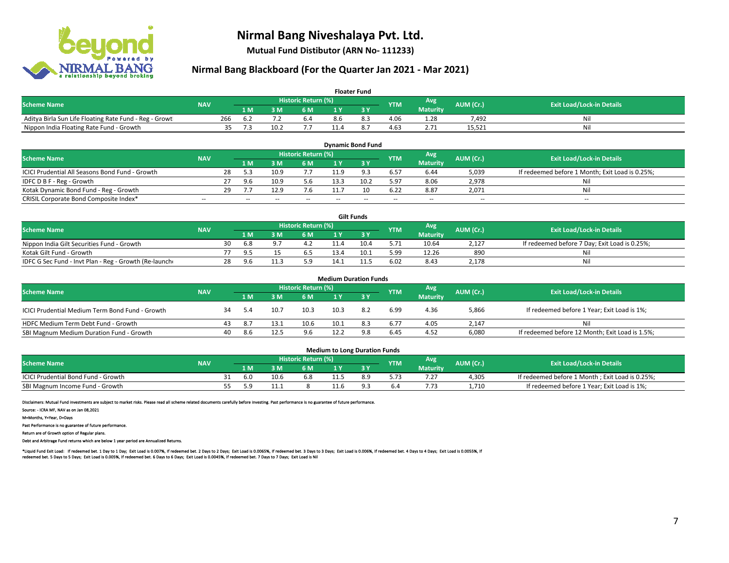# Nirmal Bang Niveshalaya Pvt. Ltd.

**Mutual Fund Distibutor (ARN No- 111233)**

## Nirmal Bang Blackboard (For the Quarter Jan 2021 - Mar 2021)

### Floater Fund

| Scheme Name | NAV | Historic Return (%) | | | | | YTM | Avg Maturity | AUM (Cr.) | Exit Load/Lock-in Details |
|---|---|---|---|---|---|---|---|---|---|---|
| | | 1 M | 3 M | 6 M | 1 Y | 3 Y | | | | |
| Aditya Birla Sun Life Floating Rate Fund - Reg - Growt | 266 | 6.2 | 7.2 | 6.4 | 8.6 | 8.3 | 4.06 | 1.28 | 7,492 | Nil |
| Nippon India Floating Rate Fund - Growth | 35 | 7.3 | 10.2 | 7.7 | 11.4 | 8.7 | 4.63 | 2.71 | 15,521 | Nil |

### Dynamic Bond Fund

| Scheme Name | NAV | Historic Return (%) | | | | | YTM | Avg Maturity | AUM (Cr.) | Exit Load/Lock-in Details |
|---|---|---|---|---|---|---|---|---|---|---|
| | | 1 M | 3 M | 6 M | 1 Y | 3 Y | | | | |
| ICICI Prudential All Seasons Bond Fund - Growth | 28 | 5.3 | 10.9 | 7.7 | 11.9 | 9.3 | 6.57 | 6.44 | 5,039 | If redeemed before 1 Month; Exit Load is 0.25%; |
| IDFC D B F - Reg - Growth | 27 | 9.6 | 10.9 | 5.6 | 13.3 | 10.2 | 5.97 | 8.06 | 2,978 | Nil |
| Kotak Dynamic Bond Fund - Reg - Growth | 29 | 7.7 | 12.9 | 7.6 | 11.7 | 10 | 6.22 | 8.87 | 2,071 | Nil |
| CRISIL Corporate Bond Composite Index* | -- | -- | -- | -- | -- | -- | -- | -- | -- | -- |

### Gilt Funds

| Scheme Name | NAV | Historic Return (%) | | | | | YTM | Avg Maturity | AUM (Cr.) | Exit Load/Lock-in Details |
|---|---|---|---|---|---|---|---|---|---|---|
| | | 1 M | 3 M | 6 M | 1 Y | 3 Y | | | | |
| Nippon India Gilt Securities Fund - Growth | 30 | 6.8 | 9.7 | 4.2 | 11.4 | 10.4 | 5.71 | 10.64 | 2,127 | If redeemed before 7 Day; Exit Load is 0.25%; |
| Kotak Gilt Fund - Growth | 77 | 9.5 | 15 | 6.5 | 13.4 | 10.1 | 5.99 | 12.26 | 890 | Nil |
| IDFC G Sec Fund - Invt Plan - Reg - Growth (Re-launch | 28 | 9.6 | 11.3 | 5.9 | 14.1 | 11.5 | 6.02 | 8.43 | 2,178 | Nil |

### Medium Duration Funds

| Scheme Name | NAV | Historic Return (%) | | | | | YTM | Avg Maturity | AUM (Cr.) | Exit Load/Lock-in Details |
|---|---|---|---|---|---|---|---|---|---|---|
| | | 1 M | 3 M | 6 M | 1 Y | 3 Y | | | | |
| ICICI Prudential Medium Term Bond Fund - Growth | 34 | 5.4 | 10.7 | 10.3 | 10.3 | 8.2 | 6.99 | 4.36 | 5,866 | If redeemed before 1 Year; Exit Load is 1%; |
| HDFC Medium Term Debt Fund - Growth | 43 | 8.7 | 13.1 | 10.6 | 10.1 | 8.3 | 6.77 | 4.05 | 2,147 | Nil |
| SBI Magnum Medium Duration Fund - Growth | 40 | 8.6 | 12.5 | 9.6 | 12.2 | 9.8 | 6.45 | 4.52 | 6,080 | If redeemed before 12 Month; Exit Load is 1.5%; |

### Medium to Long Duration Funds

| Scheme Name | NAV | Historic Return (%) | | | | | YTM | Avg Maturity | AUM (Cr.) | Exit Load/Lock-in Details |
|---|---|---|---|---|---|---|---|---|---|---|
| | | 1 M | 3 M | 6 M | 1 Y | 3 Y | | | | |
| ICICI Prudential Bond Fund - Growth | 31 | 6.0 | 10.6 | 6.8 | 11.5 | 8.9 | 5.73 | 7.27 | 4,305 | If redeemed before 1 Month ; Exit Load is 0.25%; |
| SBI Magnum Income Fund - Growth | 55 | 5.9 | 11.1 | 8 | 11.6 | 9.3 | 6.4 | 7.73 | 1,710 | If redeemed before 1 Year; Exit Load is 1%; |

Disclaimers: Mutual Fund investments are subject to market risks. Please read all scheme related documents carefully before investing. Past performance is no guarantee of future performance.

Source: - ICRA MF, NAV as on Jan 08,2021

M=Months, Y=Year, D=Days

Past Performance is no guarantee of future performance.

Return are of Growth option of Regular plans.

Debt and Arbitrage Fund returns which are below 1 year period are Annualized Returns.

*Liquid Fund Exit Load: If redeemed bet. 1 Day to 1 Day; Exit Load is 0.007%, If redeemed bet. 2 Days to 2 Days; Exit Load is 0.0065%, If redeemed bet. 3 Days to 3 Days; Exit Load is 0.006%, If redeemed bet. 4 Days to 4 Days; Exit Load is 0.0055%, If redeemed bet. 5 Days to 5 Days; Exit Load is 0.005%, If redeemed bet. 6 Days to 6 Days; Exit Load is 0.0045%, If redeemed bet. 7 Days to 7 Days; Exit Load is Nil